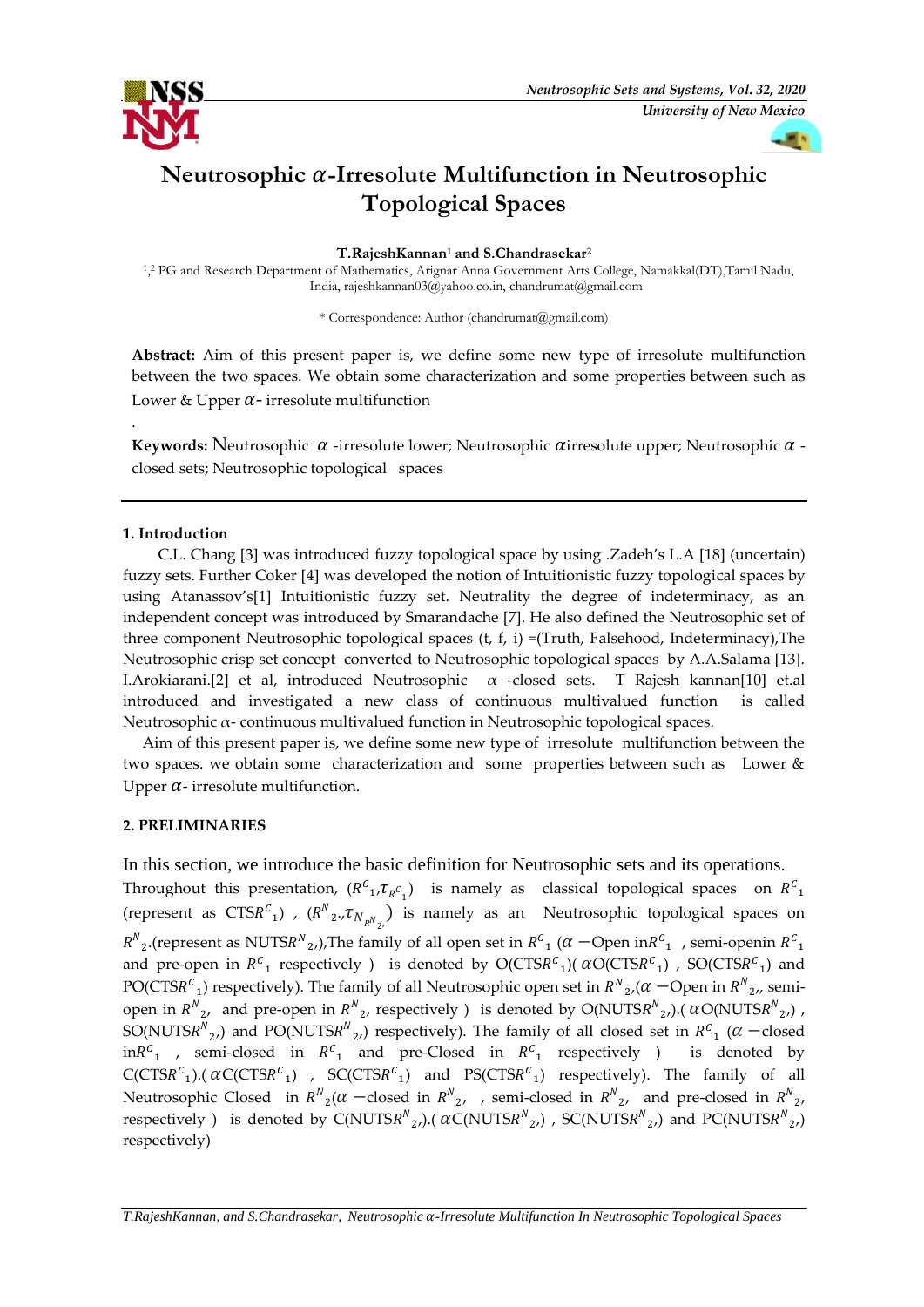# Neutrosophic $\alpha$-Irresolute Multifunction in Neutrosophic Topological Spaces

**T.RajeshKannan[1] and S.Chandrasekar[2]**

[1,2] PG and Research Department of Mathematics, Arignar Anna Government Arts College, Namakkal(DT),Tamil Nadu, India, rajeshkannan03@yahoo.co.in, chandrumat@gmail.com

\* Correspondence: Author (chandrumat@gmail.com)

**Abstract:** Aim of this present paper is, we define some new type of irresolute multifunction between the two spaces. We obtain some characterization and some properties between such as Lower & Upper $\alpha$- irresolute multifunction

.

**Keywords:** Neutrosophic $\alpha$ -irresolute lower; Neutrosophic $\alpha$irresolute upper; Neutrosophic $\alpha$ -closed sets; Neutrosophic topological spaces

## 1. Introduction

C.L. Chang [3] was introduced fuzzy topological space by using .Zadeh's L.A [18] (uncertain) fuzzy sets. Further Coker [4] was developed the notion of Intuitionistic fuzzy topological spaces by using Atanassov's[1] Intuitionistic fuzzy set. Neutrality the degree of indeterminacy, as an independent concept was introduced by Smarandache [7]. He also defined the Neutrosophic set of three component Neutrosophic topological spaces (t, f, i) =(Truth, Falsehood, Indeterminacy),The Neutrosophic crisp set concept converted to Neutrosophic topological spaces by A.A.Salama [13]. I.Arokiarani.[2] et al, introduced Neutrosophic $\alpha$ -closed sets. T Rajesh kannan[10] et.al introduced and investigated a new class of continuous multivalued function is called Neutrosophic $\alpha$- continuous multivalued function in Neutrosophic topological spaces.

Aim of this present paper is, we define some new type of irresolute multifunction between the two spaces. we obtain some characterization and some properties between such as Lower & Upper $\alpha$- irresolute multifunction.

## 2. PRELIMINARIES

In this section, we introduce the basic definition for Neutrosophic sets and its operations.

Throughout this presentation, $(R^{C}{}_{1},\tau_{R^{C}{}_{1}})$ is namely as classical topological spaces on $R^{C}{}_{1}$ (represent as CTS$R^{C}{}_{1}$) , $(R^{N}{}_{2},\tau_{N_{R^{N}{}_{2}}})$ is namely as an Neutrosophic topological spaces on $R^{N}{}_{2}$.(represent as NUTS$R^{N}{}_{2}$,),The family of all open set in $R^{C}{}_{1}$ ($\alpha$ −Open in$R^{C}{}_{1}$ , semi-openin $R^{C}{}_{1}$ and pre-open in $R^{C}{}_{1}$ respectively ) is denoted by O(CTS$R^{C}{}_{1}$)( $\alpha$O(CTS$R^{C}{}_{1}$) , SO(CTS$R^{C}{}_{1}$) and PO(CTS$R^{C}{}_{1}$) respectively). The family of all Neutrosophic open set in $R^{N}{}_{2}$,($\alpha$ −Open in $R^{N}{}_{2}$,, semi-open in $R^{N}{}_{2}$, and pre-open in $R^{N}{}_{2}$, respectively ) is denoted by O(NUTS$R^{N}{}_{2}$,).( $\alpha$O(NUTS$R^{N}{}_{2}$,) , SO(NUTS$R^{N}{}_{2}$,) and PO(NUTS$R^{N}{}_{2}$,) respectively). The family of all closed set in $R^{C}{}_{1}$ ($\alpha$ −closed in$R^{C}{}_{1}$ , semi-closed in $R^{C}{}_{1}$ and pre-Closed in $R^{C}{}_{1}$ respectively ) is denoted by C(CTS$R^{C}{}_{1}$).( $\alpha$C(CTS$R^{C}{}_{1}$) , SC(CTS$R^{C}{}_{1}$) and PS(CTS$R^{C}{}_{1}$) respectively). The family of all Neutrosophic Closed in $R^{N}{}_{2}$($\alpha$ −closed in $R^{N}{}_{2}$, , semi-closed in $R^{N}{}_{2}$, and pre-closed in $R^{N}{}_{2}$, respectively ) is denoted by C(NUTS$R^{N}{}_{2}$,).( $\alpha$C(NUTS$R^{N}{}_{2}$,) , SC(NUTS$R^{N}{}_{2}$,) and PC(NUTS$R^{N}{}_{2}$,) respectively)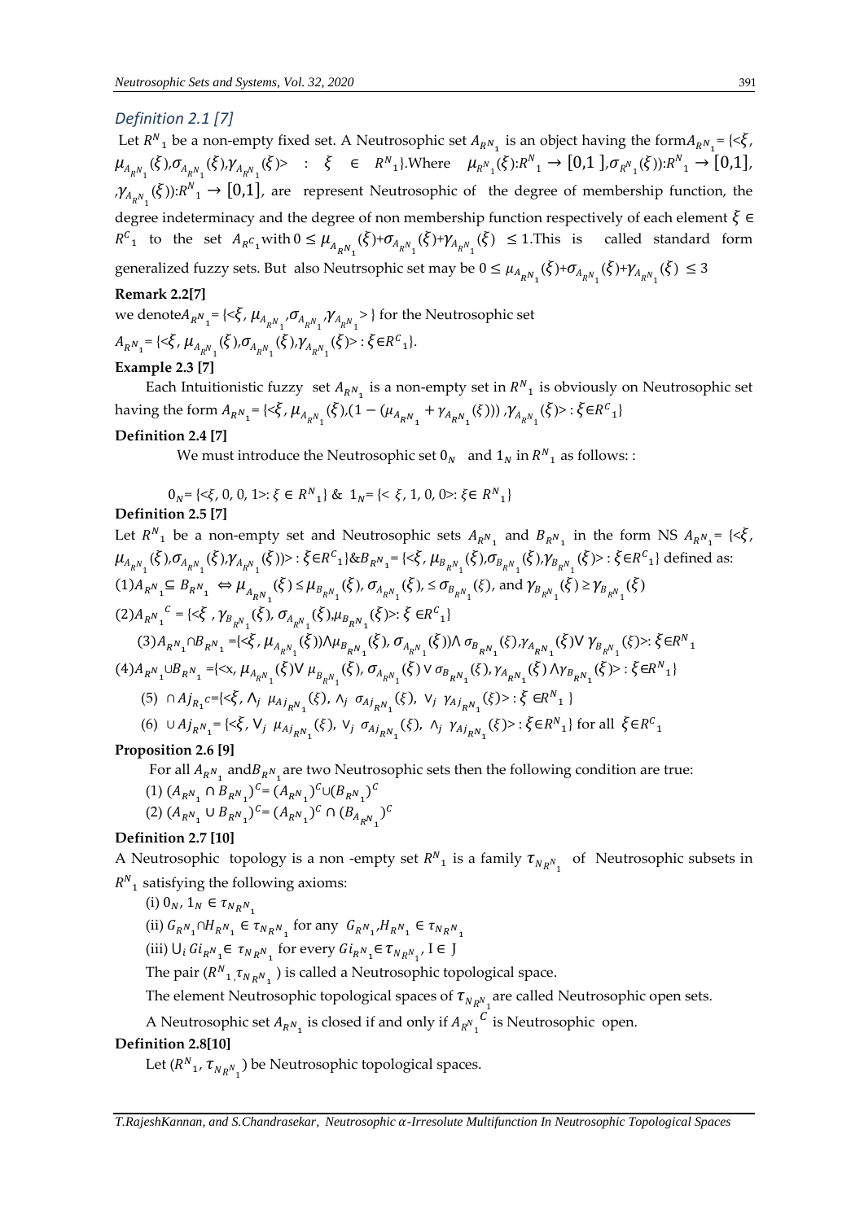*Definition 2.1 [7]*

Let $R^N{}_1$ be a non-empty fixed set. A Neutrosophic set $A_{R^N{}_1}$ is an object having the form $A_{R^N{}_1}$= {<$\xi$, $\mu_{A_{R^N{}_1}}(\xi)$,$\sigma_{A_{R^N{}_1}}(\xi)$,$\gamma_{A_{R^N{}_1}}(\xi)$> : $\xi \in R^N{}_1$}.Where $\mu_{R^N{}_1}(\xi)$:$R^N{}_1 \rightarrow [0,1]$,$\sigma_{R^N{}_1}(\xi)$):$R^N{}_1 \rightarrow [0,1]$, ,$\gamma_{A_{R^N{}_1}}(\xi)$):$R^N{}_1 \rightarrow [0,1]$, are represent Neutrosophic of the degree of membership function, the degree indeterminacy and the degree of non membership function respectively of each element $\xi \in R^C{}_1$ to the set $A_{R^C{}_1}$ with $0 \leq \mu_{A_{R^N{}_1}}(\xi)$+$\sigma_{A_{R^N{}_1}}(\xi)$+$\gamma_{A_{R^N{}_1}}(\xi) \leq 1$.This is called standard form generalized fuzzy sets. But also Neutrsophic set may be $0 \leq \mu_{A_{R^N{}_1}}(\xi)$+$\sigma_{A_{R^N{}_1}}(\xi)$+$\gamma_{A_{R^N{}_1}}(\xi) \leq 3$

**Remark 2.2[7]**

we denote $A_{R^N{}_1}$= {<$\xi$, $\mu_{A_{R^N{}_1}}$,$\sigma_{A_{R^N{}_1}}$,$\gamma_{A_{R^N{}_1}}$> } for the Neutrosophic set

$A_{R^N{}_1}$= {<$\xi$, $\mu_{A_{R^N{}_1}}(\xi)$,$\sigma_{A_{R^N{}_1}}(\xi)$,$\gamma_{A_{R^N{}_1}}(\xi)$> : $\xi \in R^C{}_1$}.

**Example 2.3 [7]**

Each Intuitionistic fuzzy set $A_{R^N{}_1}$ is a non-empty set in $R^N{}_1$ is obviously on Neutrosophic set having the form $A_{R^N{}_1}$= {<$\xi$, $\mu_{A_{R^N{}_1}}(\xi)$,$(1-(\mu_{A_{R^N{}_1}}+\gamma_{A_{R^N{}_1}}(\xi)))$ ,$\gamma_{A_{R^N{}_1}}(\xi)$> : $\xi \in R^C{}_1$}

**Definition 2.4 [7]**

We must introduce the Neutrosophic set $0_N$ and $1_N$ in $R^N{}_1$ as follows: :

$0_N$= {<$\xi$, 0, 0, 1>: $\xi \in R^N{}_1$} & $1_N$= {< $\xi$, 1, 0, 0>: $\xi \in R^N{}_1$}

**Definition 2.5 [7]**

Let $R^N{}_1$ be a non-empty set and Neutrosophic sets $A_{R^N{}_1}$ and $B_{R^N{}_1}$ in the form NS $A_{R^N{}_1}$= {<$\xi$, $\mu_{A_{R^N{}_1}}(\xi)$,$\sigma_{A_{R^N{}_1}}(\xi)$,$\gamma_{A_{R^N{}_1}}(\xi)$)> : $\xi \in R^C{}_1$}&$B_{R^N{}_1}$= {<$\xi$, $\mu_{B_{R^N{}_1}}(\xi)$,$\sigma_{B_{R^N{}_1}}(\xi)$,$\gamma_{B_{R^N{}_1}}(\xi)$> : $\xi \in R^C{}_1$} defined as:

(1)$A_{R^N{}_1} \subseteq B_{R^N{}_1} \Leftrightarrow \mu_{A_{R^N{}_1}}(\xi) \leq \mu_{B_{R^N{}_1}}(\xi)$, $\sigma_{A_{R^N{}_1}}(\xi)$, $\leq \sigma_{B_{R^N{}_1}}(\xi)$, and $\gamma_{B_{R^N{}_1}}(\xi) \geq \gamma_{B_{R^N{}_1}}(\xi)$

(2)$A_{R^N{}_1}{}^C$ = {<$\xi$ , $\gamma_{B_{R^N{}_1}}(\xi)$, $\sigma_{A_{R^N{}_1}}(\xi)$,$\mu_{B_{R^N{}_1}}(\xi)$>: $\xi \in R^C{}_1$}

(3)$A_{R^N{}_1} \cap B_{R^N{}_1}$ ={<$\xi$, $\mu_{A_{R^N{}_1}}(\xi)$)$\wedge \mu_{B_{R^N{}_1}}(\xi)$, $\sigma_{A_{R^N{}_1}}(\xi)$)$\wedge$ $\sigma_{B_{R^N{}_1}}(\xi)$,$\gamma_{A_{R^N{}_1}}(\xi) \vee \gamma_{B_{R^N{}_1}}(\xi)$>: $\xi \in R^N{}_1$

(4)$A_{R^N{}_1} \cup B_{R^N{}_1}$ ={<x, $\mu_{A_{R^N{}_1}}(\xi) \vee \mu_{B_{R^N{}_1}}(\xi)$, $\sigma_{A_{R^N{}_1}}(\xi) \vee \sigma_{B_{R^N{}_1}}(\xi)$, $\gamma_{A_{R^N{}_1}}(\xi) \wedge \gamma_{B_{R^N{}_1}}(\xi)$> : $\xi \in R^N{}_1$}

(5) $\cap Aj_{R_1{}^C}$={<$\xi$, $\wedge_j$ $\mu_{Aj_{R^N{}_1}}(\xi)$, $\wedge_j$ $\sigma_{Aj_{R^N{}_1}}(\xi)$, $\vee_j$ $\gamma_{Aj_{R^N{}_1}}(\xi)$> : $\xi \in R^N{}_1$ }

(6) $\cup Aj_{R^N{}_1}$= {<$\xi$, $\vee_j$ $\mu_{Aj_{R^N{}_1}}(\xi)$, $\vee_j$ $\sigma_{Aj_{R^N{}_1}}(\xi)$, $\wedge_j$ $\gamma_{Aj_{R^N{}_1}}(\xi)$> : $\xi \in R^N{}_1$} for all $\xi \in R^C{}_1$

**Proposition 2.6 [9]**

For all $A_{R^N{}_1}$ and $B_{R^N{}_1}$ are two Neutrosophic sets then the following condition are true:

(1) $(A_{R^N{}_1} \cap B_{R^N{}_1})^C$= $(A_{R^N{}_1})^C \cup (B_{R^N{}_1})^C$

(2) $(A_{R^N{}_1} \cup B_{R^N{}_1})^C$= $(A_{R^N{}_1})^C \cap (B_{A_{R^N{}_1}})^C$

**Definition 2.7 [10]**

A Neutrosophic topology is a non -empty set $R^N{}_1$ is a family $\tau_{N_{R^N{}_1}}$ of Neutrosophic subsets in $R^N{}_1$ satisfying the following axioms:

(i) $0_N$, $1_N \in \tau_{N_{R^N{}_1}}$

(ii) $G_{R^N{}_1} \cap H_{R^N{}_1} \in \tau_{N_{R^N{}_1}}$ for any $G_{R^N{}_1}$,$H_{R^N{}_1} \in \tau_{N_{R^N{}_1}}$

(iii) $\cup_i Gi_{R^N{}_1} \in \tau_{N_{R^N{}_1}}$ for every $Gi_{R^N{}_1} \in \tau_{N_{R^N{}_1}}$, I $\in$ J

The pair ($R^N{}_1$,$\tau_{N_{R^N{}_1}}$ ) is called a Neutrosophic topological space.

The element Neutrosophic topological spaces of $\tau_{N_{R^N{}_1}}$ are called Neutrosophic open sets.

A Neutrosophic set $A_{R^N{}_1}$ is closed if and only if $A_{R^N{}_1}{}^C$ is Neutrosophic open.

**Definition 2.8[10]**

Let ($R^N{}_1$, $\tau_{N_{R^N{}_1}}$) be Neutrosophic topological spaces.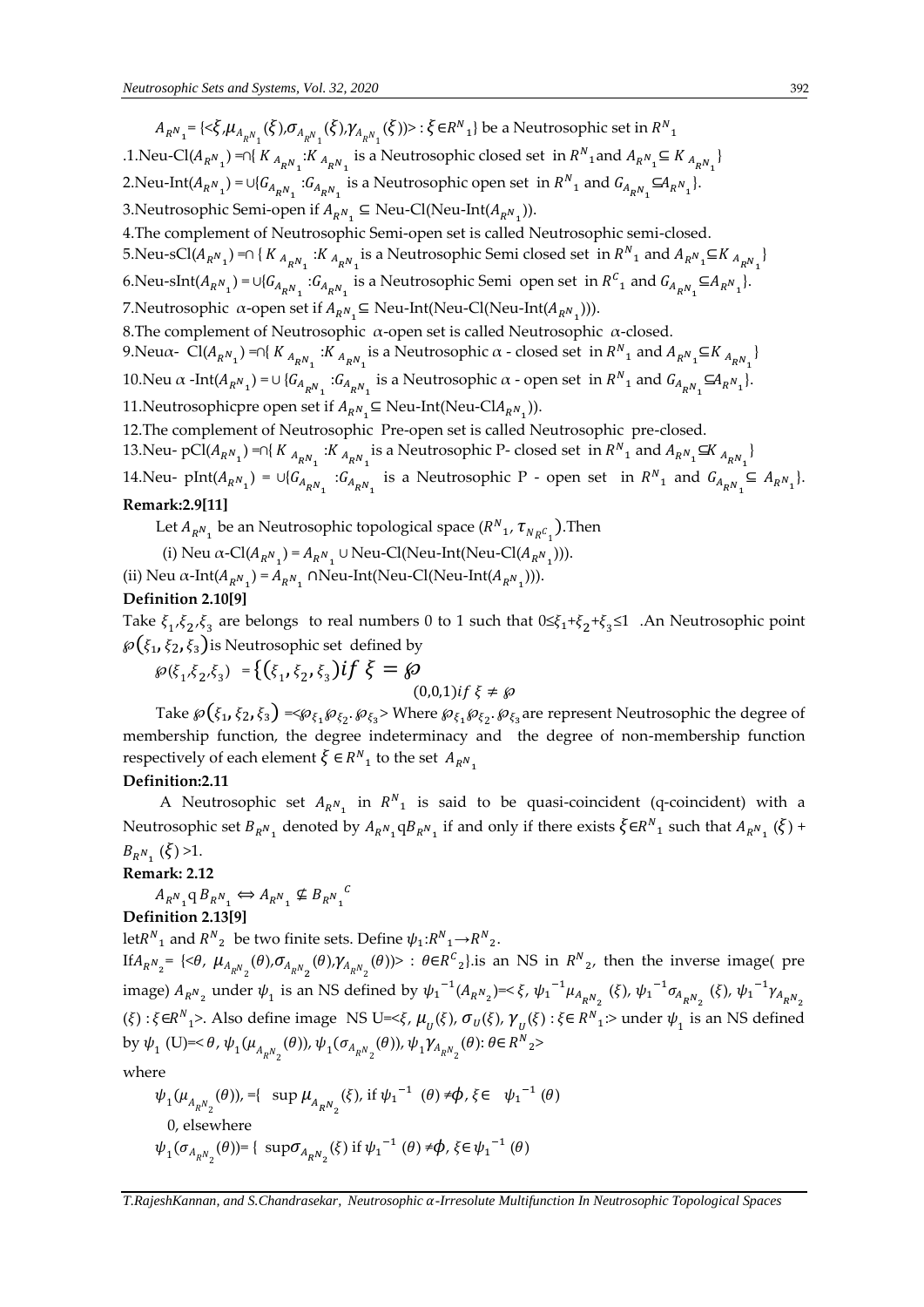$A_{R^N{}_1}$= {<$\xi$,$\mu_{A_{R^N{}_1}}(\xi)$,$\sigma_{A_{R^N{}_1}}(\xi)$,$\gamma_{A_{R^N{}_1}}(\xi)$)> : $\xi \in R^N{}_1$} be a Neutrosophic set in $R^N{}_1$

.1.Neu-Cl($A_{R^N{}_1}$) =∩{ $K_{A_{R^N{}_1}}$ :$K_{A_{R^N{}_1}}$ is a Neutrosophic closed set in $R^N{}_1$ and $A_{R^N{}_1} \subseteq K_{A_{R^N{}_1}}$}

2.Neu-Int($A_{R^N{}_1}$) = ∪{$G_{A_{R^N{}_1}}$ :$G_{A_{R^N{}_1}}$ is a Neutrosophic open set in $R^N{}_1$ and $G_{A_{R^N{}_1}} \subseteq A_{R^N{}_1}$}.

3.Neutrosophic Semi-open if $A_{R^N{}_1} \subseteq$ Neu-Cl(Neu-Int($A_{R^N{}_1}$)).

4.The complement of Neutrosophic Semi-open set is called Neutrosophic semi-closed.

5.Neu-sCl($A_{R^N{}_1}$) =∩ { $K_{A_{R^N{}_1}}$ :$K_{A_{R^N{}_1}}$ is a Neutrosophic Semi closed set in $R^N{}_1$ and $A_{R^N{}_1} \subseteq K_{A_{R^N{}_1}}$}

6.Neu-sInt($A_{R^N{}_1}$) = ∪{$G_{A_{R^N{}_1}}$ :$G_{A_{R^N{}_1}}$ is a Neutrosophic Semi open set in $R^C{}_1$ and $G_{A_{R^N{}_1}} \subseteq A_{R^N{}_1}$}.

7.Neutrosophic $\alpha$-open set if $A_{R^N{}_1} \subseteq$ Neu-Int(Neu-Cl(Neu-Int($A_{R^N{}_1}$))).

8.The complement of Neutrosophic $\alpha$-open set is called Neutrosophic $\alpha$-closed.

9.Neu$\alpha$- Cl($A_{R^N{}_1}$) =∩{ $K_{A_{R^N{}_1}}$ :$K_{A_{R^N{}_1}}$ is a Neutrosophic $\alpha$ - closed set in $R^N{}_1$ and $A_{R^N{}_1} \subseteq K_{A_{R^N{}_1}}$}

10.Neu $\alpha$ -Int($A_{R^N{}_1}$) = ∪ {$G_{A_{R^N{}_1}}$ :$G_{A_{R^N{}_1}}$ is a Neutrosophic $\alpha$ - open set in $R^N{}_1$ and $G_{A_{R^N{}_1}} \subseteq A_{R^N{}_1}$}.

11.Neutrosophicpre open set if $A_{R^N{}_1} \subseteq$ Neu-Int(Neu-Cl$A_{R^N{}_1}$)).

12.The complement of Neutrosophic Pre-open set is called Neutrosophic pre-closed.

13.Neu- pCl($A_{R^N{}_1}$) =∩{ $K_{A_{R^N{}_1}}$ :$K_{A_{R^N{}_1}}$ is a Neutrosophic P- closed set in $R^N{}_1$ and $A_{R^N{}_1} \subseteq K_{A_{R^N{}_1}}$}

14.Neu- pInt($A_{R^N{}_1}$) = ∪{$G_{A_{R^N{}_1}}$ :$G_{A_{R^N{}_1}}$ is a Neutrosophic P - open set in $R^N{}_1$ and $G_{A_{R^N{}_1}} \subseteq A_{R^N{}_1}$}.

**Remark:2.9[11]**

Let $A_{R^N{}_1}$ be an Neutrosophic topological space ($R^N{}_1$, $\tau_{N_{R^C{}_1}}$).Then

(i) Neu $\alpha$-Cl($A_{R^N{}_1}$) = $A_{R^N{}_1}$ ∪ Neu-Cl(Neu-Int(Neu-Cl($A_{R^N{}_1}$))).

(ii) Neu $\alpha$-Int($A_{R^N{}_1}$) = $A_{R^N{}_1}$ ∩Neu-Int(Neu-Cl(Neu-Int($A_{R^N{}_1}$))).

**Definition 2.10[9]**

Take $\xi_1$,$\xi_2$,$\xi_3$ are belongs to real numbers 0 to 1 such that 0≤$\xi_1$+$\xi_2$+$\xi_3$≤1 .An Neutrosophic point $\wp(\xi_1, \xi_2, \xi_3)$is Neutrosophic set defined by

$$\wp(\xi_1,\xi_2,\xi_3) = \{(\xi_1, \xi_2, \xi_3) \text{ if } \xi = \wp$$
$$(0,0,1) \text{ if } \xi \neq \wp$$

Take $\wp(\xi_1, \xi_2, \xi_3)$ =<$\wp_{\xi_1}\wp_{\xi_2}.\wp_{\xi_3}$> Where $\wp_{\xi_1}\wp_{\xi_2}.\wp_{\xi_3}$ are represent Neutrosophic the degree of membership function, the degree indeterminacy and the degree of non-membership function respectively of each element $\xi \in R^N{}_1$ to the set $A_{R^N{}_1}$

**Definition:2.11**

A Neutrosophic set $A_{R^N{}_1}$ in $R^N{}_1$ is said to be quasi-coincident (q-coincident) with a Neutrosophic set $B_{R^N{}_1}$ denoted by $A_{R^N{}_1}$q$B_{R^N{}_1}$ if and only if there exists $\xi \in R^N{}_1$ such that $A_{R^N{}_1}(\xi)$ + $B_{R^N{}_1}(\xi)$ >1.

**Remark: 2.12**

$$A_{R^N{}_1} q B_{R^N{}_1} \Leftrightarrow A_{R^N{}_1} \not\subseteq B_{R^N{}_1}{}^C$$

**Definition 2.13[9]**

let$R^N{}_1$ and $R^N{}_2$ be two finite sets. Define $\psi_1$:$R^N{}_1 \rightarrow R^N{}_2$.

If$A_{R^N{}_2}$= {<$\theta$, $\mu_{A_{R^N{}_2}}(\theta)$,$\sigma_{A_{R^N{}_2}}(\theta)$,$\gamma_{A_{R^N{}_2}}(\theta)$)> : $\theta \in R^C{}_2$}.is an NS in $R^N{}_2$, then the inverse image( pre image) $A_{R^N{}_2}$ under $\psi_1$ is an NS defined by $\psi_1{}^{-1}(A_{R^N{}_2})$=< $\xi$, $\psi_1{}^{-1}\mu_{A_{R^N{}_2}}(\xi)$, $\psi_1{}^{-1}\sigma_{A_{R^N{}_2}}(\xi)$, $\psi_1{}^{-1}\gamma_{A_{R^N{}_2}}(\xi)$ : $\xi \in R^N{}_1$>. Also define image NS U=<$\xi$, $\mu_U(\xi)$, $\sigma_U(\xi)$, $\gamma_U(\xi)$ : $\xi \in R^N{}_1$:> under $\psi_1$ is an NS defined by $\psi_1$ (U)=< $\theta$, $\psi_1(\mu_{A_{R^N{}_2}}(\theta))$, $\psi_1(\sigma_{A_{R^N{}_2}}(\theta))$, $\psi_1\gamma_{A_{R^N{}_2}}(\theta)$: $\theta \in R^N{}_2$>

where

$\psi_1(\mu_{A_{R^N{}_2}}(\theta))$, ={ sup $\mu_{A_{R^N{}_2}}(\xi)$, if $\psi_1{}^{-1}(\theta) \neq \phi$, $\xi \in \psi_1{}^{-1}(\theta)$

0, elsewhere

$\psi_1(\sigma_{A_{R^N{}_2}}(\theta))$= { sup$\sigma_{A_{R^N{}_2}}(\xi)$ if $\psi_1{}^{-1}(\theta) \neq \phi$, $\xi \in \psi_1{}^{-1}(\theta)$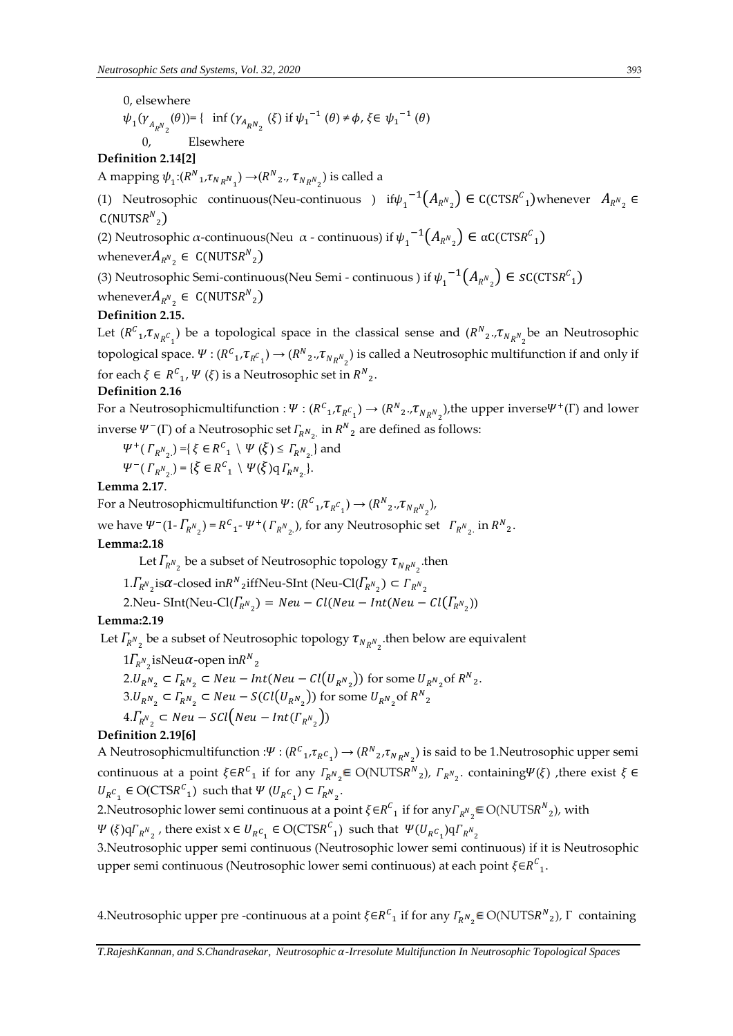0, elsewhere

$\psi_1(\gamma_{A_{R^N_2}}(\theta))=\{\ \inf(\gamma_{A_{R^N_2}}(\xi)$ if $\psi_1^{-1}(\theta)\neq\phi,\ \xi\in\ \psi_1^{-1}(\theta)$

0, Elsewhere

**Definition 2.14[2]**

A mapping $\psi_1:(R^N{}_1,\tau_{N_{R^N_1}})\rightarrow(R^N{}_2,\ \tau_{N_{R^N_2}})$ is called a

(1) Neutrosophic continuous(Neu-continuous ) if $\psi_1^{-1}\left(A_{R^N_2}\right)\in C(\text{CTS}R^C{}_1)$ whenever $A_{R^N_2}\in C(\text{NUTS}R^N{}_2)$

(2) Neutrosophic $\alpha$-continuous(Neu $\alpha$ - continuous) if $\psi_1^{-1}\left(A_{R^N_2}\right)\in \alpha C(\text{CTS}R^C{}_1)$ whenever $A_{R^N_2}\in C(\text{NUTS}R^N{}_2)$

(3) Neutrosophic Semi-continuous(Neu Semi - continuous ) if $\psi_1^{-1}\left(A_{R^N_2}\right)\in SC(\text{CTS}R^C{}_1)$ whenever $A_{R^N_2}\in C(\text{NUTS}R^N{}_2)$

**Definition 2.15.**

Let $(R^C{}_1,\tau_{N_{R^C_1}})$ be a topological space in the classical sense and $(R^N{}_2,\tau_{N_{R^N_2}})$ be an Neutrosophic topological space. $\Psi:(R^C{}_1,\tau_{R^C_1})\rightarrow(R^N{}_2,\tau_{N_{R^N_2}})$ is called a Neutrosophic multifunction if and only if for each $\xi\in R^C{}_1$, $\Psi(\xi)$ is a Neutrosophic set in $R^N{}_2$.

**Definition 2.16**

For a Neutrosophicmultifunction : $\Psi:(R^C{}_1,\tau_{R^C_1})\rightarrow(R^N{}_2,\tau_{N_{R^N_2}})$,the upper inverse $\Psi^+(\Gamma)$ and lower inverse $\Psi^-(\Gamma)$ of a Neutrosophic set $\Gamma_{R^N_2}$ in $R^N{}_2$ are defined as follows:

$\Psi^+(\Gamma_{R^N_2})=\{\xi\in R^C{}_1\setminus\Psi(\xi)\leq\Gamma_{R^N_2}\}$ and

$\Psi^-(\Gamma_{R^N_2})=\{\xi\in R^C{}_1\setminus\Psi(\xi)\text{q}\,\Gamma_{R^N_2}\}$.

**Lemma 2.17**.

For a Neutrosophicmultifunction $\Psi:(R^C{}_1,\tau_{R^C_1})\rightarrow(R^N{}_2,\tau_{N_{R^N_2}})$,

we have $\Psi^-(1-\Gamma_{R^N_2})=R^C{}_1-\Psi^+(\Gamma_{R^N_2})$, for any Neutrosophic set $\Gamma_{R^N_2}$ in $R^N{}_2$.

**Lemma:2.18**

Let $\Gamma_{R^N_2}$ be a subset of Neutrosophic topology $\tau_{N_{R^N_2}}$.then

1.$\Gamma_{R^N_2}$ is $\alpha$-closed in $R^N{}_2$ iff Neu-SInt (Neu-Cl($\Gamma_{R^N_2}$) $\subset\Gamma_{R^N_2}$

2.Neu- SInt(Neu-Cl($\Gamma_{R^N_2}$) $=Neu-Cl(Neu-Int(Neu-Cl(\Gamma_{R^N_2}))$

**Lemma:2.19**

Let $\Gamma_{R^N_2}$ be a subset of Neutrosophic topology $\tau_{N_{R^N_2}}$.then below are equivalent

1$\Gamma_{R^N_2}$ isNeu$\alpha$-open in$R^N{}_2$

2.$U_{R^N_2}\subset\Gamma_{R^N_2}\subset Neu-Int(Neu-Cl(U_{R^N_2}))$ for some $U_{R^N_2}$ of $R^N{}_2$.

3.$U_{R^N_2}\subset\Gamma_{R^N_2}\subset Neu-S(Cl(U_{R^N_2}))$ for some $U_{R^N_2}$ of $R^N{}_2$

4.$\Gamma_{R^N_2}\subset Neu-SCl(Neu-Int(\Gamma_{R^N_2}))$

**Definition 2.19[6]**

A Neutrosophicmultifunction :$\Psi:(R^C{}_1,\tau_{R^C_1})\rightarrow(R^N{}_2,\tau_{N_{R^N_2}})$ is said to be 1.Neutrosophic upper semi continuous at a point $\xi\in R^C{}_1$ if for any $\Gamma_{R^N_2}\in$ O(NUTS$R^N{}_2$), $\Gamma_{R^N_2}$. containing$\Psi(\xi)$ ,there exist $\xi\in U_{R^C_1}\in$ O(CTS$R^C{}_1$) such that $\Psi(U_{R^C_1})\subset\Gamma_{R^N_2}$.

2.Neutrosophic lower semi continuous at a point $\xi\in R^C{}_1$ if for any$\Gamma_{R^N_2}\in$ O(NUTS$R^N{}_2$), with $\Psi(\xi)\text{q}\Gamma_{R^N_2}$ , there exist $x\in U_{R^C_1}\in$ O(CTS$R^C{}_1$) such that $\Psi(U_{R^C_1})\text{q}\Gamma_{R^N_2}$

3.Neutrosophic upper semi continuous (Neutrosophic lower semi continuous) if it is Neutrosophic upper semi continuous (Neutrosophic lower semi continuous) at each point $\xi\in R^C{}_1$.

4.Neutrosophic upper pre -continuous at a point $\xi\in R^C{}_1$ if for any $\Gamma_{R^N_2}\in$ O(NUTS$R^N{}_2$), $\Gamma$ containing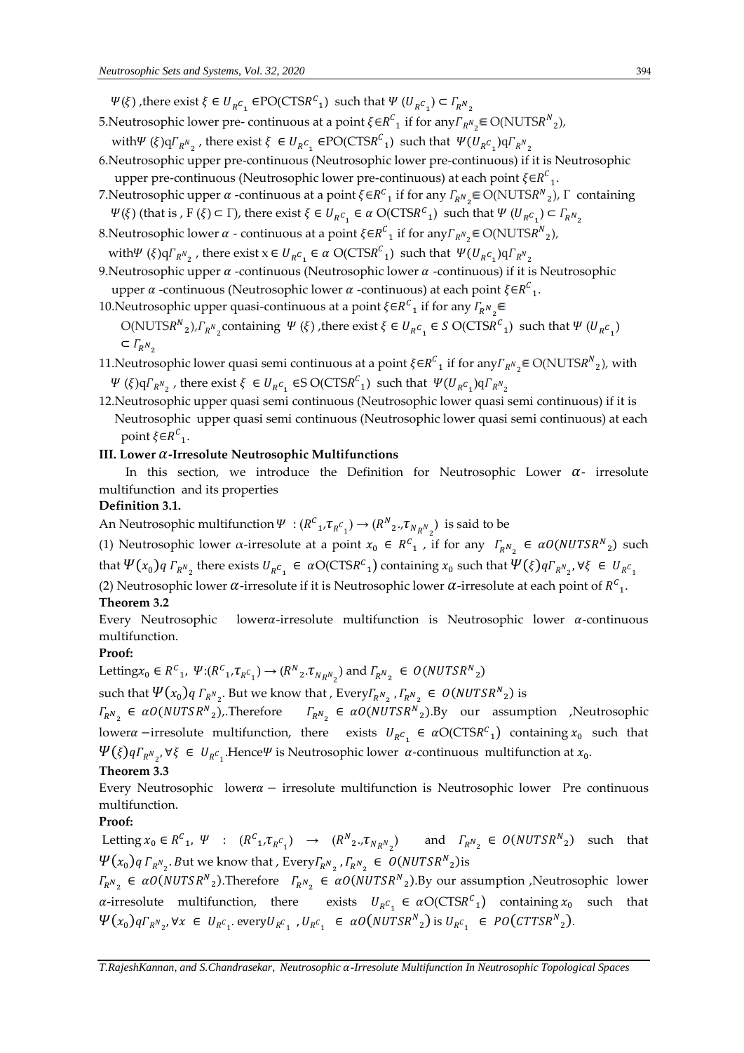$\Psi(\xi)$ ,there exist $\xi \in U_{R^C_1} \in$PO(CTS$R^C_1$) such that $\Psi(U_{R^C_1}) \subset \Gamma_{R^N_2}$

5.Neutrosophic lower pre- continuous at a point $\xi \in R^C_1$ if for any$\Gamma_{R^N_2} \in$ O(NUTS$R^N_2$), with$\Psi(\xi)$q$\Gamma_{R^N_2}$ , there exist $\xi \in U_{R^C_1} \in$PO(CTS$R^C_1$) such that $\Psi(U_{R^C_1})$q$\Gamma_{R^N_2}$

6.Neutrosophic upper pre-continuous (Neutrosophic lower pre-continuous) if it is Neutrosophic upper pre-continuous (Neutrosophic lower pre-continuous) at each point $\xi \in R^C_1$.

7.Neutrosophic upper $\alpha$ -continuous at a point $\xi \in R^C_1$ if for any $\Gamma_{R^N_2} \in$ O(NUTS$R^N_2$), $\Gamma$ containing $\Psi(\xi)$ (that is , F ($\xi$) $\subset \Gamma$), there exist $\xi \in U_{R^C_1} \in \alpha$ O(CTS$R^C_1$) such that $\Psi(U_{R^C_1}) \subset \Gamma_{R^N_2}$

8.Neutrosophic lower $\alpha$ - continuous at a point $\xi \in R^C_1$ if for any$\Gamma_{R^N_2} \in$ O(NUTS$R^N_2$), with$\Psi(\xi)$q$\Gamma_{R^N_2}$ , there exist x$\in U_{R^C_1} \in \alpha$ O(CTS$R^C_1$) such that $\Psi(U_{R^C_1})$q$\Gamma_{R^N_2}$

9.Neutrosophic upper $\alpha$ -continuous (Neutrosophic lower $\alpha$ -continuous) if it is Neutrosophic upper $\alpha$ -continuous (Neutrosophic lower $\alpha$ -continuous) at each point $\xi \in R^C_1$.

10.Neutrosophic upper quasi-continuous at a point $\xi \in R^C_1$ if for any $\Gamma_{R^N_2} \in$ O(NUTS$R^N_2$),$\Gamma_{R^N_2}$containing $\Psi(\xi)$ ,there exist $\xi \in U_{R^C_1} \in S$ O(CTS$R^C_1$) such that $\Psi(U_{R^C_1}) \subset \Gamma_{R^N_2}$

11.Neutrosophic lower quasi semi continuous at a point $\xi \in R^C_1$ if for any$\Gamma_{R^N_2} \in$ O(NUTS$R^N_2$), with $\Psi(\xi)$q$\Gamma_{R^N_2}$ , there exist $\xi \in U_{R^C_1} \in$S O(CTS$R^C_1$) such that $\Psi(U_{R^C_1})$q$\Gamma_{R^N_2}$

12.Neutrosophic upper quasi semi continuous (Neutrosophic lower quasi semi continuous) if it is Neutrosophic upper quasi semi continuous (Neutrosophic lower quasi semi continuous) at each point $\xi \in R^C_1$.

**III. Lower $\alpha$-Irresolute Neutrosophic Multifunctions**

In this section, we introduce the Definition for Neutrosophic Lower $\alpha$- irresolute multifunction and its properties

**Definition 3.1.**

An Neutrosophic multifunction $\Psi : (R^C_1, \tau_{R^C_1}) \rightarrow (R^N_2., \tau_{N_{R^N_2}})$ is said to be

(1) Neutrosophic lower $\alpha$-irresolute at a point $x_0 \in R^C_1$ , if for any $\Gamma_{R^N_2} \in \alpha O(NUTSR^N_2)$ such that $\Psi(x_0) q\, \Gamma_{R^N_2}$ there exists $U_{R^C_1} \in \alpha$O(CTS$R^C_1$) containing $x_0$ such that $\Psi(\xi) q \Gamma_{R^N_2}, \forall \xi \in U_{R^C_1}$

(2) Neutrosophic lower $\alpha$-irresolute if it is Neutrosophic lower $\alpha$-irresolute at each point of $R^C_1$.

**Theorem 3.2**

Every Neutrosophic lower$\alpha$-irresolute multifunction is Neutrosophic lower $\alpha$-continuous multifunction.

**Proof:**

Letting$x_0 \in R^C_1$, $\Psi:(R^C_1, \tau_{R^C_1}) \rightarrow (R^N_2.\tau_{N_{R^N_2}})$ and $\Gamma_{R^N_2} \in O(NUTSR^N_2)$ such that $\Psi(x_0) q\, \Gamma_{R^N_2}$. But we know that , Every$\Gamma_{R^N_2}$ , $\Gamma_{R^N_2} \in O(NUTSR^N_2)$ is $\Gamma_{R^N_2} \in \alpha O(NUTSR^N_2)$,.Therefore $\Gamma_{R^N_2} \in \alpha O(NUTSR^N_2)$.By our assumption ,Neutrosophic lower$\alpha$ −irresolute multifunction, there exists $U_{R^C_1} \in \alpha$O(CTS$R^C_1$) containing $x_0$ such that $\Psi(\xi) q \Gamma_{R^N_2}, \forall \xi \in U_{R^C_1}$.Hence$\Psi$ is Neutrosophic lower $\alpha$-continuous multifunction at $x_0$.

**Theorem 3.3**

Every Neutrosophic lower$\alpha$ − irresolute multifunction is Neutrosophic lower Pre continuous multifunction.

**Proof:**

Letting $x_0 \in R^C_1$, $\Psi : (R^C_1, \tau_{R^C_1}) \rightarrow (R^N_2., \tau_{N_{R^N_2}})$ and $\Gamma_{R^N_2} \in O(NUTSR^N_2)$ such that $\Psi(x_0) q\, \Gamma_{R^N_2}$. But we know that , Every$\Gamma_{R^N_2}$ , $\Gamma_{R^N_2} \in O(NUTSR^N_2)$is $\Gamma_{R^N_2} \in \alpha O(NUTSR^N_2)$.Therefore $\Gamma_{R^N_2} \in \alpha O(NUTSR^N_2)$.By our assumption ,Neutrosophic lower $\alpha$-irresolute multifunction, there exists $U_{R^C_1} \in \alpha$O(CTS$R^C_1$) containing $x_0$ such that $\Psi(x_0) q \Gamma_{R^N_2}, \forall x \in U_{R^C_1}$. every$U_{R^C_1}$ , $U_{R^C_1} \in \alpha O(NUTSR^N_2)$ is $U_{R^C_1} \in PO(CTTSR^N_2)$.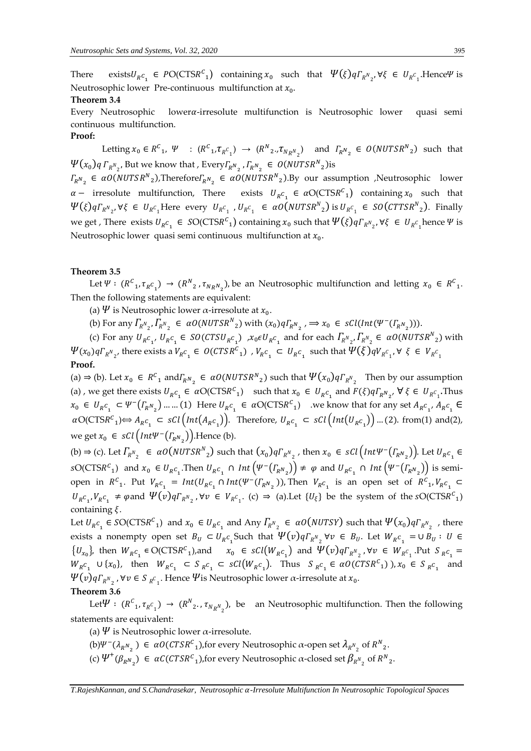There exists $U_{R^C_1} \in PO(\text{CTS}R^C_1)$ containing $x_0$ such that $\Psi(\xi) q \Gamma_{R^N_2}, \forall \xi \in U_{R^C_1}$. Hence $\Psi$ is Neutrosophic lower Pre-continuous multifunction at $x_0$.

**Theorem 3.4**

Every Neutrosophic lower $\alpha$-irresolute multifunction is Neutrosophic lower quasi semi continuous multifunction.

**Proof:**

Letting $x_0 \in R^C_1$, $\Psi : (R^C_1, \tau_{R^C_1}) \to (R^N_2, \tau_{N_{R^N_2}})$ and $\Gamma_{R^N_2} \in O(NUTSR^N_2)$ such that $\Psi(x_0) q \Gamma_{R^N_2}$, But we know that, Every $\Gamma_{R^N_2}, \Gamma_{R^N_2} \in O(NUTSR^N_2)$ is $\Gamma_{R^N_2} \in \alpha O(NUTSR^N_2)$, Therefore $\Gamma_{R^N_2} \in \alpha O(NUTSR^N_2)$. By our assumption, Neutrosophic lower $\alpha-$ irresolute multifunction, There exists $U_{R^C_1} \in \alpha\text{O}(\text{CTS}R^C_1)$ containing $x_0$ such that $\Psi(\xi) q \Gamma_{R^N_2}, \forall \xi \in U_{R^C_1}$ Here every $U_{R^C_1}, U_{R^C_1} \in \alpha O(NUTSR^N_2)$ is $U_{R^C_1} \in SO(CTTSR^N_2)$. Finally we get, There exists $U_{R^C_1} \in S\text{O}(\text{CTS}R^C_1)$ containing $x_0$ such that $\Psi(\xi) q \Gamma_{R^N_2}, \forall \xi \in U_{R^C_1}$ hence $\Psi$ is Neutrosophic lower quasi semi continuous multifunction at $x_0$.

**Theorem 3.5**

Let $\Psi : (R^C_1, \tau_{R^C_1}) \to (R^N_2, \tau_{N_{R^N_2}})$, be an Neutrosophic multifunction and letting $x_0 \in R^C_1$. Then the following statements are equivalent:

(a) $\Psi$ is Neutrosophic lower $\alpha$-irresolute at $x_0$.

(b) For any $\Gamma_{R^N_2}, \Gamma_{R^N_2} \in \alpha O(NUTSR^N_2)$ with $(x_0) q \Gamma_{R^N_2}$, $\Longrightarrow x_0 \in sCl(Int(\Psi^-(\Gamma_{R^N_2})))$.

(c) For any $U_{R^C_1}$, $U_{R^C_1} \in SO(CTSU_{R^C_1})$, $x_0 \epsilon U_{R^C_1}$ and for each $\Gamma_{R^N_2}, \Gamma_{R^N_2} \in \alpha O(NUTSR^N_2)$ with $\Psi(x_0) q \Gamma_{R^N_2}$, there exists a $V_{R^C_1} \in O(CTSR^C_1)$, $V_{R^C_1} \subset U_{R^C_1}$ such that $\Psi(\xi) q V_{R^C_1}, \forall \xi \in V_{R^C_1}$

**Proof.**

(a) ⇒ (b). Let $x_0 \in R^C_1$ and $\Gamma_{R^N_2} \in \alpha O(NUTSR^N_2)$ such that $\Psi(x_0) q \Gamma_{R^N_2}$ Then by our assumption (a), we get there exists $U_{R^C_1} \in \alpha\text{O}(\text{CTS}R^C_1)$ such that $x_0 \in U_{R^C_1}$ and $F(\xi) q \Gamma_{R^N_2}, \forall \xi \in U_{R^C_1}$. Thus $x_0 \in U_{R^C_1} \subset \Psi^-(\Gamma_{R^N_2})$ ...... (1) Here $U_{R^C_1} \in \alpha\text{O}(\text{CTS}R^C_1)$ .we know that for any set $A_{R^C_1}, A_{R^C_1} \in \alpha\text{O}(\text{CTS}R^C_1) \Leftrightarrow A_{R^C_1} \subset sCl\left(Int\left(A_{R^C_1}\right)\right)$. Therefore, $U_{R^C_1} \subset sCl\left(Int\left(U_{R^C_1}\right)\right)$ ... (2). from(1) and(2), we get $x_0 \in sCl\left(Int\Psi^-\left(\Gamma_{R^N_2}\right)\right)$. Hence (b).

(b) ⇒ (c). Let $\Gamma_{R^N_2} \in \alpha O\left(NUTSR^N_2\right)$ such that $(x_0) q \Gamma_{R^N_2}$, then $x_0 \in sCl\left(Int\Psi^-\left(\Gamma_{R^N_2}\right)\right)$. Let $U_{R^C_1} \in s\text{O}(\text{CTS}R^C_1)$ and $x_0 \in U_{R^C_1}$. Then $U_{R^C_1} \cap Int\left(\Psi^-\left(\Gamma_{R^N_2}\right)\right) \neq \varphi$ and $U_{R^C_1} \cap Int\left(\Psi^-\left(\Gamma_{R^N_2}\right)\right)$ is semi-open in $R^C_1$. Put $V_{R^C_1} = Int(U_{R^C_1} \cap Int(\Psi^-(\Gamma_{R^N_2})))$, Then $V_{R^C_1}$ is an open set of $R^C_1, V_{R^C_1} \subset U_{R^C_1}, V_{R^C_1} \neq \varphi$ and $\Psi(v) q \Gamma_{R^N_2}, \forall v \in V_{R^C_1}$. (c) ⇒ (a). Let $\{U_\xi\}$ be the system of the $s\text{O}(\text{CTS}R^C_1)$ containing $\xi$.

Let $U_{R^C_1} \in S\text{O}(\text{CTS}R^C_1)$ and $x_0 \in U_{R^C_1}$ and Any $\Gamma_{R^N_2} \in \alpha O(NUTSY)$ such that $\Psi(x_0) q \Gamma_{R^N_2}$, there exists a nonempty open set $B_U \subset U_{R^C_1}$ Such that $\Psi(v) q \Gamma_{R^N_2} \forall v \in B_U$. Let $W_{R^C_1} = \cup B_U : U \in \{U_{x_0}\}$, then $W_{R^C_1} \in \text{O}(\text{CTS}R^C_1)$, and $x_0 \in sCl(W_{R^C_1})$ and $\Psi(v) q \Gamma_{R^N_2}, \forall v \in W_{R^C_1}$. Put $S_{R^C_1} = W_{R^C_1} \cup \{x_0\}$, then $W_{R^C_1} \subset S_{R^C_1} \subset sCl(W_{R^C_1})$. Thus $S_{R^C_1} \in \alpha O(CTSR^C_1)$, $x_0 \in S_{R^C_1}$ and $\Psi(v) q \Gamma_{R^N_2}, \forall v \in S_{R^C_1}$. Hence $\Psi$ is Neutrosophic lower $\alpha$-irresolute at $x_0$.

**Theorem 3.6**

Let $\Psi : (R^C_1, \tau_{R^C_1}) \to (R^N_2, \tau_{N_{R^N_2}})$, be an Neutrosophic multifunction. Then the following statements are equivalent:

(a) $\Psi$ is Neutrosophic lower $\alpha$-irresolute.

(b) $\Psi^-(\lambda_{R^N_2}) \in \alpha O(CTSR^C_1)$, for every Neutrosophic $\alpha$-open set $\lambda_{R^N_2}$ of $R^N_2$.

(c) $\Psi^+(\beta_{R^N_2}) \in \alpha C(CTSR^C_1)$, for every Neutrosophic $\alpha$-closed set $\beta_{R^N_2}$ of $R^N_2$.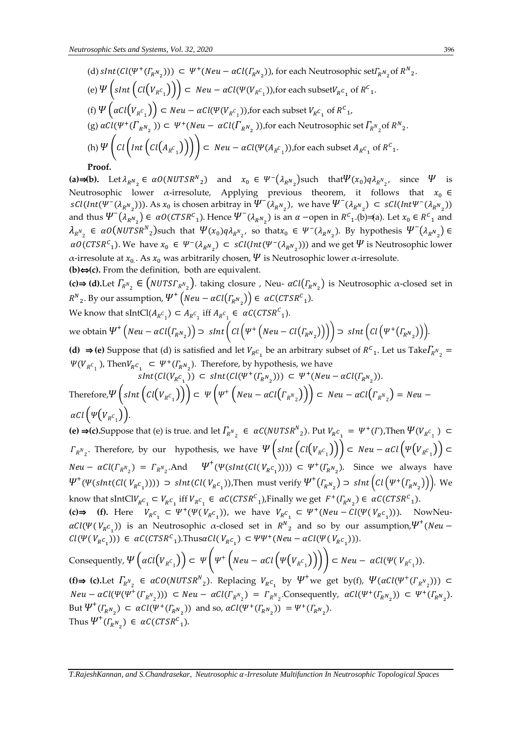(d) $sInt(Cl(\Psi^{+}(\Gamma_{R^{N}_{2}}))) \subset \Psi^{+}(Neu-\alpha Cl(\Gamma_{R^{N}_{2}}))$, for each Neutrosophic set $\Gamma_{R^{N}_{2}}$ of $R^{N}_{2}$.

(e) $\Psi\left(sInt\left(Cl\left(V_{R^{C}_{1}}\right)\right)\right) \subset Neu-\alpha Cl(\Psi(V_{R^{C}_{1}}))$, for each subset $V_{R^{C}_{1}}$ of $R^{C}_{1}$.

(f) $\Psi\left(\alpha Cl\left(V_{R^{C}_{1}}\right)\right) \subset Neu-\alpha Cl(\Psi(V_{R^{C}_{1}}))$, for each subset $V_{R^{C}_{1}}$ of $R^{C}_{1}$,

(g) $\alpha Cl(\Psi^{+}(\Gamma_{R^{N}_{2}})) \subset \Psi^{+}(Neu-\alpha Cl(\Gamma_{R^{N}_{2}}))$, for each Neutrosophic set $\Gamma_{R^{N}_{2}}$ of $R^{N}_{2}$.

(h) $\Psi\left(Cl\left(Int\left(Cl\left(A_{R^{C}_{1}}\right)\right)\right)\right) \subset Neu-\alpha Cl(\Psi(A_{R^{C}_{1}}))$, for each subset $A_{R^{C}_{1}}$ of $R^{C}_{1}$.

**Proof.**

**(a)⇒(b).** Let $\lambda_{R^{N}_{2}} \in \alpha O(NUTSR^{N}_{2})$ and $x_0 \in \Psi^{-}(\lambda_{R^{N}_{2}})$ such that $\Psi(x_0) q \lambda_{R^{N}_{2}}$, since $\Psi$ is Neutrosophic lower $\alpha$-irresolute, Applying previous theorem, it follows that $x_0 \in sCl(Int(\Psi^{-}(\lambda_{R^{N}_{2}})))$. As $x_0$ is chosen arbitray in $\Psi^{-}(\lambda_{R^{N}_{2}})$, we have $\Psi^{-}(\lambda_{R^{N}_{2}}) \subset sCl(Int\Psi^{-}(\lambda_{R^{N}_{2}}))$ and thus $\Psi^{-}(\lambda_{R^{N}_{2}}) \in \alpha O(CTSR^{C}_{1})$. Hence $\Psi^{-}(\lambda_{R^{N}_{2}})$ is an $\alpha$ −open in $R^{C}_{1}$.(b)⇒(a). Let $x_0 \in R^{C}_{1}$ and $\lambda_{R^{N}_{2}} \in \alpha O(NUTSR^{N}_{2})$ such that $\Psi(x_0) q \lambda_{R^{N}_{2}}$, so that $x_0 \in \Psi^{-}(\lambda_{R^{N}_{2}})$. By hypothesis $\Psi^{-}(\lambda_{R^{N}_{2}}) \in \alpha O(CTSR^{C}_{1})$. We have $x_0 \in \Psi^{-}(\lambda_{R^{N}_{2}}) \subset sCl(Int(\Psi^{-}(\lambda_{R^{N}_{2}})))$ and we get $\Psi$ is Neutrosophic lower $\alpha$-irresolute at $x_0$. As $x_0$ was arbitrarily chosen, $\Psi$ is Neutrosophic lower $\alpha$-irresolute.

**(b)⇔(c).** From the definition, both are equivalent.

**(c)⇒ (d).** Let $\Gamma_{R^{N}_{2}} \in (NUTS\Gamma_{R^{N}_{2}})$. taking closure , Neu- $\alpha Cl(\Gamma_{R^{N}_{2}})$ is Neutrosophic $\alpha$-closed set in $R^{N}_{2}$. By our assumption, $\Psi^{+}\left(Neu-\alpha Cl\left(\Gamma_{R^{N}_{2}}\right)\right) \in \alpha C(CTSR^{C}_{1})$.

We know that $sIntCl(A_{R^{C}_{1}}) \subset A_{R^{C}_{1}}$ iff $A_{R^{C}_{1}} \in \alpha C(CTSR^{C}_{1})$.

we obtain $\Psi^{+}\left(Neu-\alpha Cl\left(\Gamma_{R^{N}_{2}}\right)\right) \supset sInt\left(Cl\left(\Psi^{+}\left(Neu-Cl\left(\Gamma_{R^{N}_{2}}\right)\right)\right)\right) \supset sInt\left(Cl\left(\Psi^{+}\left(\Gamma_{R^{N}_{2}}\right)\right)\right)$.

**(d) ⇒ (e)** Suppose that (d) is satisfied and let $V_{R^{C}_{1}}$ be an arbitrary subset of $R^{C}_{1}$. Let us Take $\Gamma_{R^{N}_{2}} = \Psi(V_{R^{C}_{1}})$, Then $V_{R^{C}_{1}} \subset \Psi^{+}(\Gamma_{R^{N}_{2}})$. Therefore, by hypothesis, we have

$$sInt(Cl(V_{R^{C}_{1}})) \subset sInt(Cl(\Psi^{+}(\Gamma_{R^{N}_{2}}))) \subset \Psi^{+}(Neu-\alpha Cl(\Gamma_{R^{N}_{2}})).$$

Therefore, $\Psi\left(sInt\left(Cl\left(V_{R^{C}_{1}}\right)\right)\right) \subset \Psi\left(\Psi^{+}\left(Neu-\alpha Cl\left(\Gamma_{R^{N}_{2}}\right)\right)\right) \subset Neu-\alpha Cl\left(\Gamma_{R^{N}_{2}}\right) = Neu-\alpha Cl\left(\Psi\left(V_{R^{C}_{1}}\right)\right)$.

**(e) ⇒(c).** Suppose that (e) is true. and let $\Gamma_{R^{N}_{2}} \in \alpha C(NUTSR^{N}_{2})$. Put $V_{R^{C}_{1}} = \Psi^{+}(\Gamma)$, Then $\Psi(V_{R^{C}_{1}}) \subset \Gamma_{R^{N}_{2}}$. Therefore, by our hypothesis, we have $\Psi\left(sInt\left(Cl\left(V_{R^{C}_{1}}\right)\right)\right) \subset Neu-\alpha Cl\left(\Psi\left(V_{R^{C}_{1}}\right)\right) \subset Neu-\alpha Cl(\Gamma_{R^{N}_{2}}) = \Gamma_{R^{N}_{2}}$. And $\Psi^{+}(\Psi(sInt(Cl(V_{R^{C}_{1}})))) \subset \Psi^{+}(\Gamma_{R^{N}_{2}})$. Since we always have $\Psi^{+}(\Psi(sInt(Cl(V_{R^{C}_{1}})))) \supset sInt(Cl(V_{R^{C}_{1}}))$, Then must verify $\Psi^{+}\left(\Gamma_{R^{N}_{2}}\right) \supset sInt\left(Cl\left(\Psi^{+}\left(\Gamma_{R^{N}_{2}}\right)\right)\right)$. We know that $sIntClV_{R^{C}_{1}} \subset V_{R^{C}_{1}}$ iff $V_{R^{C}_{1}} \in \alpha C(CTSR^{C}_{1})$, Finally we get $F^{+}(\Gamma_{R^{N}_{2}}) \in \alpha C(CTSR^{C}_{1})$.

**(c)⇒ (f).** Here $V_{R^{C}_{1}} \subset \Psi^{+}(\Psi(V_{R^{C}_{1}}))$, we have $V_{R^{C}_{1}} \subset \Psi^{+}(Neu-Cl(\Psi(V_{R^{C}_{1}})))$. Now Neu-$\alpha Cl(\Psi(V_{R^{C}_{1}}))$ is an Neutrosophic $\alpha$-closed set in $R^{N}_{2}$ and so by our assumption, $\Psi^{+}(Neu-Cl(\Psi(V_{R^{C}_{1}}))) \in \alpha C(CTSR^{C}_{1})$. Thus $\alpha Cl(V_{R^{C}_{1}}) \subset \Psi\Psi^{+}(Neu-\alpha Cl(\Psi(V_{R^{C}_{1}})))$.

Consequently, $\Psi\left(\alpha Cl\left(V_{R^{C}_{1}}\right)\right) \subset \Psi\left(\Psi^{+}\left(Neu-\alpha Cl\left(\Psi\left(V_{R^{C}_{1}}\right)\right)\right)\right) \subset Neu-\alpha Cl(\Psi(V_{R^{C}_{1}}))$.

**(f)⇒ (c).** Let $\Gamma_{R^{N}_{2}} \in \alpha CO(NUTSR^{N}_{2})$. Replacing $V_{R^{C}_{1}}$ by $\Psi^{+}$ we get by(f), $\Psi(\alpha Cl(\Psi^{+}(\Gamma_{R^{N}_{2}}))) \subset Neu-\alpha Cl(\Psi(\Psi^{+}(\Gamma_{R^{N}_{2}}))) \subset Neu-\alpha Cl(\Gamma_{R^{N}_{2}}) = \Gamma_{R^{N}_{2}}$. Consequently, $\alpha Cl(\Psi^{+}(\Gamma_{R^{N}_{2}})) \subset \Psi^{+}(\Gamma_{R^{N}_{2}})$. But $\Psi^{+}(\Gamma_{R^{N}_{2}}) \subset \alpha Cl(\Psi^{+}(\Gamma_{R^{N}_{2}}))$ and so, $\alpha Cl(\Psi^{+}(\Gamma_{R^{N}_{2}})) = \Psi^{+}(\Gamma_{R^{N}_{2}})$.

Thus $\Psi^{+}(\Gamma_{R^{N}_{2}}) \in \alpha C(CTSR^{C}_{1})$.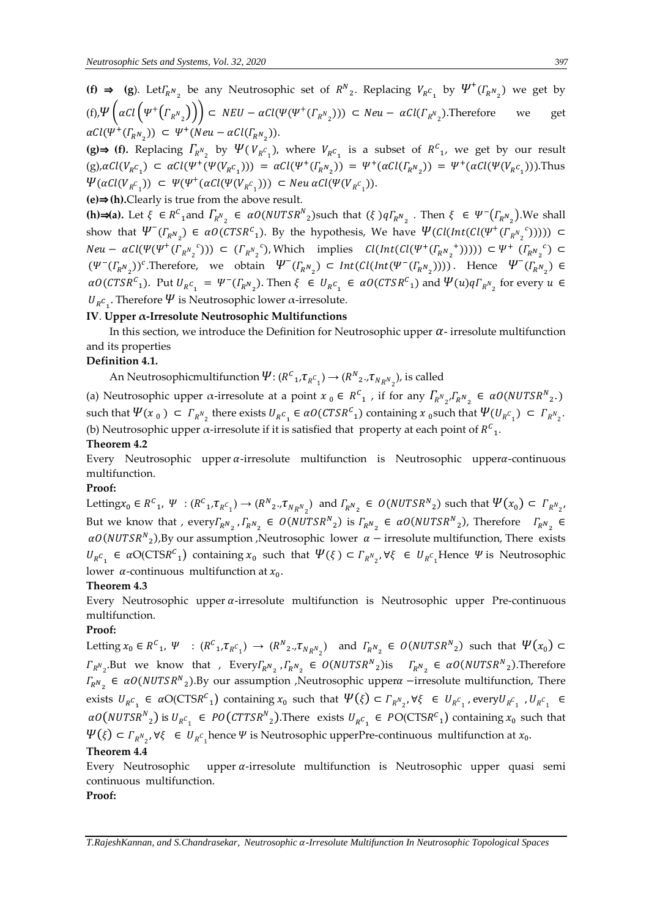**(f) ⇒ (g)**. Let $\Gamma_{R^N_2}$ be any Neutrosophic set of $R^N{}_2$. Replacing $V_{R^C_1}$ by $\Psi^+(\Gamma_{R^N_2})$ we get by (f), $\Psi\left(\alpha Cl\left(\Psi^+\left(\Gamma_{R^N_2}\right)\right)\right) \subset NEU - \alpha Cl(\Psi(\Psi^+(\Gamma_{R^N_2}))) \subset Neu - \alpha Cl(\Gamma_{R^N_2})$.Therefore we get $\alpha Cl(\Psi^+(\Gamma_{R^N_2})) \subset \Psi^+(Neu - \alpha Cl(\Gamma_{R^N_2}))$.

**(g)⇒ (f).** Replacing $\Gamma_{R^N_2}$ by $\Psi(V_{R^C_1})$, where $V_{R^C_1}$ is a subset of $R^C{}_1$, we get by our result (g), $\alpha Cl(V_{R^C_1}) \subset \alpha Cl(\Psi^+(\Psi(V_{R^C_1}))) = \alpha Cl(\Psi^+(\Gamma_{R^N_2})) = \Psi^+(\alpha Cl(\Gamma_{R^N_2})) = \Psi^+(\alpha Cl(\Psi(V_{R^C_1})))$.Thus $\Psi(\alpha Cl(V_{R^C_1})) \subset \Psi(\Psi^+(\alpha Cl(\Psi(V_{R^C_1})))) \subset Neu\, \alpha Cl(\Psi(V_{R^C_1}))$.

**(e)⇒(h).**Clearly is true from the above result.

**(h)⇒(a).** Let $\xi \in R^C{}_1$and $\Gamma_{R^N_2} \in \alpha O(NUTSR^N{}_2)$such that $(\xi)q\Gamma_{R^N_2}$ . Then $\xi \in \Psi^-(\Gamma_{R^N_2})$.We shall show that $\Psi^-(\Gamma_{R^N_2}) \in \alpha O(CTSR^C{}_1)$. By the hypothesis, We have $\Psi(Cl(Int(Cl(\Psi^+(\Gamma_{R^N_2}{}^c))))) \subset Neu - \alpha Cl(\Psi(\Psi^+(\Gamma_{R^N_2}{}^c))) \subset (\Gamma_{R^N_2}{}^c)$, Which implies $Cl(Int(Cl(\Psi^+(\Gamma_{R^N_2}{}^+)))) \subset \Psi^+(\Gamma_{R^N_2}{}^c) \subset (\Psi^-(\Gamma_{R^N_2}))^c$.Therefore, we obtain $\Psi^-(\Gamma_{R^N_2}) \subset Int(Cl(Int(\Psi^-(\Gamma_{R^N_2}))))$. Hence $\Psi^-(\Gamma_{R^N_2}) \in \alpha O(CTSR^C{}_1)$. Put $U_{R^C_1} = \Psi^-(\Gamma_{R^N_2})$. Then $\xi \in U_{R^C_1} \in \alpha O(CTSR^C{}_1)$ and $\Psi(u)q\Gamma_{R^N_2}$ for every $u \in U_{R^C_1}$. Therefore $\Psi$ is Neutrosophic lower $\alpha$-irresolute.

## IV. Upper $\alpha$-Irresolute Neutrosophic Multifunctions

In this section, we introduce the Definition for Neutrosophic upper $\alpha$- irresolute multifunction and its properties

**Definition 4.1.**

An Neutrosophicmultifunction $\Psi: (R^C{}_1, \tau_{R^C_1}) \rightarrow (R^N{}_2, \tau_{N_{R^N_2}})$, is called

(a) Neutrosophic upper $\alpha$-irresolute at a point $x_0 \in R^C{}_1$ , if for any $\Gamma_{R^N_2}, \Gamma_{R^N_2} \in \alpha O(NUTSR^N{}_2.)$ such that $\Psi(x_0) \subset \Gamma_{R^N_2}$ there exists $U_{R^C_1} \in \alpha O(CTSR^C{}_1)$ containing $x_0$such that $\Psi(U_{R^C_1}) \subset \Gamma_{R^N_2}$.

(b) Neutrosophic upper $\alpha$-irresolute if it is satisfied that property at each point of $R^C{}_1$.

**Theorem 4.2**

Every Neutrosophic upper $\alpha$-irresolute multifunction is Neutrosophic upper$\alpha$-continuous multifunction.

**Proof:**

Letting$x_0 \in R^C{}_1$, $\Psi : (R^C{}_1, \tau_{R^C_1}) \rightarrow (R^N{}_2, \tau_{N_{R^N_2}})$ and $\Gamma_{R^N_2} \in O(NUTSR^N{}_2)$ such that $\Psi(x_0) \subset \Gamma_{R^N_2}$, But we know that , every$\Gamma_{R^N_2}, \Gamma_{R^N_2} \in O(NUTSR^N{}_2)$ is $\Gamma_{R^N_2} \in \alpha O(NUTSR^N{}_2)$, Therefore $\Gamma_{R^N_2} \in \alpha O(NUTSR^N{}_2)$,By our assumption ,Neutrosophic lower $\alpha -$ irresolute multifunction, There exists $U_{R^C_1} \in \alpha O(CTSR^C{}_1)$ containing $x_0$ such that $\Psi(\xi) \subset \Gamma_{R^N_2}, \forall \xi \in U_{R^C_1}$Hence $\Psi$ is Neutrosophic lower $\alpha$-continuous multifunction at $x_0$.

**Theorem 4.3**

Every Neutrosophic upper $\alpha$-irresolute multifunction is Neutrosophic upper Pre-continuous multifunction.

**Proof:**

Letting $x_0 \in R^C{}_1$, $\Psi : (R^C{}_1, \tau_{R^C_1}) \rightarrow (R^N{}_2, \tau_{N_{R^N_2}})$ and $\Gamma_{R^N_2} \in O(NUTSR^N{}_2)$ such that $\Psi(x_0) \subset \Gamma_{R^N_2}$.But we know that , Every$\Gamma_{R^N_2}, \Gamma_{R^N_2} \in O(NUTSR^N{}_2)$is $\Gamma_{R^N_2} \in \alpha O(NUTSR^N{}_2)$.Therefore $\Gamma_{R^N_2} \in \alpha O(NUTSR^N{}_2)$.By our assumption ,Neutrosophic upper$\alpha -$irresolute multifunction, There exists $U_{R^C_1} \in \alpha O(CTSR^C{}_1)$ containing $x_0$ such that $\Psi(\xi) \subset \Gamma_{R^N_2}, \forall \xi \in U_{R^C_1}$, every$U_{R^C_1}$ , $U_{R^C_1} \in \alpha O(NUTSR^N{}_2)$ is $U_{R^C_1} \in PO(CTTSR^N{}_2)$.There exists $U_{R^C_1} \in PO(CTSR^C{}_1)$ containing $x_0$ such that $\Psi(\xi) \subset \Gamma_{R^N_2}, \forall \xi \in U_{R^C_1}$hence $\Psi$ is Neutrosophic upperPre-continuous multifunction at $x_0$.

**Theorem 4.4**

Every Neutrosophic upper $\alpha$-irresolute multifunction is Neutrosophic upper quasi semi continuous multifunction.

**Proof:**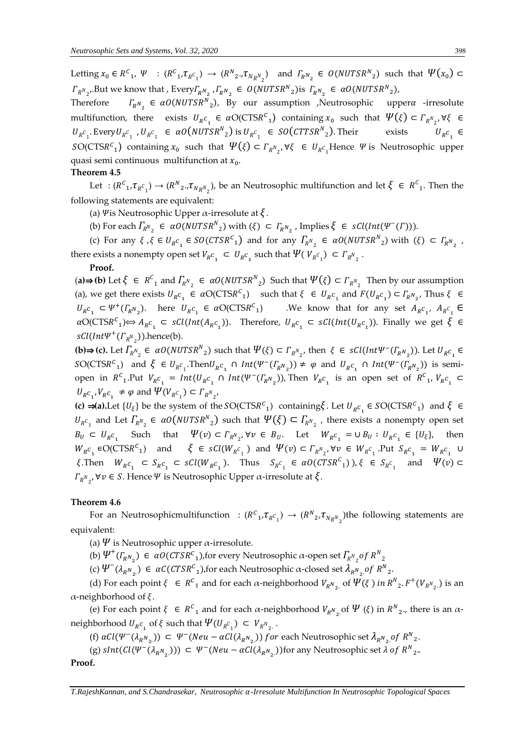Letting $x_0 \in R^C{}_1$, $\Psi \;:\; (R^C{}_1, \tau_{R^C{}_1}) \to (R^N{}_2., \tau_{N_{R^N{}_2}})$ and $\Gamma_{R^N{}_2} \in O(NUTSR^N{}_2)$ such that $\Psi(x_0) \subset \Gamma_{R^N{}_2}$..But we know that , Every$\Gamma_{R^N{}_2}$ , $\Gamma_{R^N{}_2} \in O(NUTSR^N{}_2)$is $\Gamma_{R^N{}_2} \in \alpha O(NUTSR^N{}_2)$,

Therefore $\Gamma_{R^N{}_2} \in \alpha O(NUTSR^N{}_2)$, By our assumption ,Neutrosophic upper$\alpha$ -irresolute multifunction, there exists $U_{R^C{}_1} \in \alpha$O(CTSR$^C{}_1$) containing $x_0$ such that $\Psi(\xi) \subset \Gamma_{R^N{}_2}, \forall \xi \in U_{R^C{}_1}$. Every$U_{R^C{}_1}$ , $U_{R^C{}_1} \in \alpha O(NUTSR^N{}_2)$ is $U_{R^C{}_1} \in SO(CTTSR^N{}_2)$. Their exists $U_{R^C{}_1} \in SO$(CTSR$^C{}_1$) containing $x_0$ such that $\Psi(\xi) \subset \Gamma_{R^N{}_2}, \forall \xi \in U_{R^C{}_1}$Hence $\Psi$ is Neutrosophic upper quasi semi continuous multifunction at $x_0$.

**Theorem 4.5**

Let : $(R^C{}_1, \tau_{R^C{}_1}) \to (R^N{}_2., \tau_{N_{R^N{}_2}})$, be an Neutrosophic multifunction and let $\xi \in R^C{}_1$. Then the following statements are equivalent:

(a) $\Psi$is Neutrosophic Upper $\alpha$-irresolute at $\xi$.

(b) For each $\Gamma_{R^N{}_2} \in \alpha O(NUTSR^N{}_2)$ with $(\xi) \subset \Gamma_{R^N{}_2}$ , Implies $\xi \in sCl(Int(\Psi^-(\Gamma)))$.

(c) For any $\xi$ ,$\xi \in U_{R^C{}_1} \in SO(CTSR^C{}_1)$ and for any $\Gamma_{R^N{}_2} \in \alpha O(NUTSR^N{}_2)$ with $(\xi) \subset \Gamma_{R^N{}_2}$ , there exists a nonempty open set $V_{R^C{}_1} \subset U_{R^C{}_1}$ such that $\Psi(V_{R^C{}_1}) \subset \Gamma_{R^N{}_2}$ .

**Proof.**

**(a)⇒ (b)** Let $\xi \in R^C{}_1$ and $\Gamma_{R^N{}_2} \in \alpha O(NUTSR^N{}_2)$ Such that $\Psi(\xi) \subset \Gamma_{R^N{}_2}$ Then by our assumption (a), we get there exists $U_{R^C{}_1} \in \alpha$O(CTSR$^C{}_1$) such that $\xi \in U_{R^C{}_1}$ and $F(U_{R^C{}_1}) \subset \Gamma_{R^N{}_2}$, Thus $\xi \in U_{R^C{}_1} \subset \Psi^+(\Gamma_{R^N{}_2})$. here $U_{R^C{}_1} \in \alpha$O(CTSR$^C{}_1$) .We know that for any set $A_{R^C{}_1}$, $A_{R^C{}_1} \in \alpha$O(CTSR$^C{}_1$)$\Leftrightarrow A_{R^C{}_1} \subset sCl(Int(A_{R^C{}_1}))$. Therefore, $U_{R^C{}_1} \subset sCl(Int(U_{R^C{}_1}))$. Finally we get $\xi \in sCl(Int\Psi^+(\Gamma_{R^N{}_2}))$.hence(b).

**(b)⇒ (c).** Let $\Gamma_{R^N{}_2} \in \alpha O(NUTSR^N{}_2)$ such that $\Psi(\xi) \subset \Gamma_{R^N{}_2}$, then $\xi \in sCl(Int\Psi^-(\Gamma_{R^N{}_2}))$. Let $U_{R^C{}_1} \in SO$(CTSR$^C{}_1$) and $\xi \in U_{R^C{}_1}$.Then$U_{R^C{}_1} \cap Int(\Psi^-(\Gamma_{R^N{}_2})) \neq \varphi$ and $U_{R^C{}_1} \cap Int(\Psi^-(\Gamma_{R^N{}_2}))$ is semi-open in $R^C{}_1$.Put $V_{R^C{}_1} = Int(U_{R^C{}_1} \cap Int(\Psi^-(\Gamma_{R^N{}_2}))$, Then $V_{R^C{}_1}$ is an open set of $R^C{}_1$, $V_{R^C{}_1} \subset U_{R^C{}_1}$, $V_{R^C{}_1} \neq \varphi$ and $\Psi(V_{R^C{}_1}) \subset \Gamma_{R^N{}_2}$,

**(c) ⇒(a).**Let $\{U_\xi\}$ be the system of the $SO$(CTSR$^C{}_1$) containing$\xi$. Let $U_{R^C{}_1} \in SO$(CTSR$^C{}_1$) and $\xi \in U_{R^C{}_1}$ and Let $\Gamma_{R^N{}_2} \in \alpha O(NUTSR^N{}_2)$ such that $\Psi(\xi) \subset \Gamma_{R^N{}_2}$ , there exists a nonempty open set $B_U \subset U_{R^C{}_1}$ Such that $\Psi(v) \subset \Gamma_{R^N{}_2}, \forall v \in B_U$. Let $W_{R^C{}_1} = \cup B_U : U_{R^C{}_1} \in \{U_\xi\}$, then $W_{R^C{}_1} \in$O(CTSR$^C{}_1$) and $\xi \in sCl(W_{R^C{}_1})$ and $\Psi(v) \subset \Gamma_{R^N{}_2}, \forall v \in W_{R^C{}_1}$ .Put $S_{R^C{}_1} = W_{R^C{}_1} \cup \xi$.Then $W_{R^C{}_1} \subset S_{R^C{}_1} \subset sCl(W_{R^C{}_1})$. Thus $S_{R^C{}_1} \in \alpha O(CTSR^C{}_1))$, $\xi \in S_{R^C{}_1}$ and $\Psi(v) \subset \Gamma_{R^N{}_2}, \forall v \in S$. Hence $\Psi$ is Neutrosophic Upper $\alpha$-irresolute at $\xi$.

**Theorem 4.6**

For an Neutrosophicmultifunction : $(R^C{}_1, \tau_{R^C{}_1}) \to (R^N{}_2, \tau_{N_{R^N{}_2}})$the following statements are equivalent:

(a) $\Psi$ is Neutrosophic upper $\alpha$-irresolute.

(b) $\Psi^+(\Gamma_{R^N{}_2}) \in \alpha O(CTSR^C{}_1)$,for every Neutrosophic $\alpha$-open set $\Gamma_{R^N{}_2} of\; R^N{}_2$

(c) $\Psi^-(\lambda_{R^N{}_2.}) \in \alpha C(CTSR^C{}_1)$,for each Neutrosophic $\alpha$-closed set $\lambda_{R^N{}_2.} of\; R^N{}_2$.

(d) For each point $\xi \in R^C{}_1$ and for each $\alpha$-neighborhood $V_{R^N{}_2.}$ of $\Psi(\xi)\; in\; R^N{}_2. F^+(V_{R^N{}_2.})$ is an $\alpha$-neighborhood of $\xi$.

(e) For each point $\xi \in R^C{}_1$ and for each $\alpha$-neighborhood $V_{R^N{}_2.}$of $\Psi$ $(\xi)$ in $R^N{}_2.$, there is an $\alpha$-neighborhood $U_{R^C{}_1}$ of $\xi$ such that $\Psi(U_{R^C{}_1}) \subset V_{R^N{}_2.}$ .

(f) $\alpha Cl(\Psi^-(\lambda_{R^N{}_2.})) \subset \Psi^-(Neu - \alpha Cl(\lambda_{R^N{}_2.}))\; for$ each Neutrosophic set $\lambda_{R^N{}_2.} of\; R^N{}_2$.

(g) $sInt(Cl(\Psi^-(\lambda_{R^N{}_2.}))) \subset \Psi^-(Neu - \alpha Cl(\lambda_{R^N{}_2.}))$for any Neutrosophic set $\lambda\; of\; R^N{}_2.$.

**Proof.**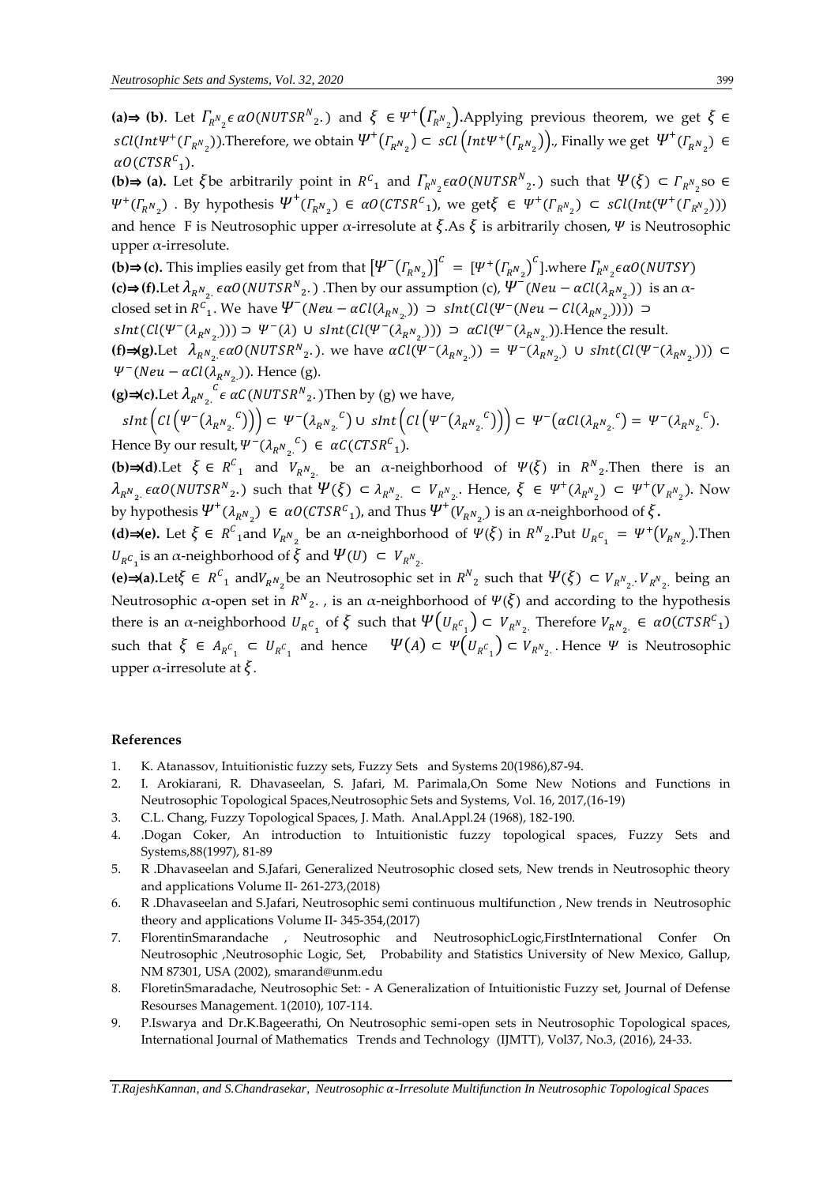**(a)⇒ (b)**. Let $\Gamma_{R^N{}_2} \epsilon\, \alpha O(NUTSR^N{}_2.)$ and $\xi \in \Psi^+\left(\Gamma_{R^N{}_2}\right)$.Applying previous theorem, we get $\xi \in sCl(Int\Psi^+(\Gamma_{R^N{}_2}))$.Therefore, we obtain $\Psi^+\left(\Gamma_{R^N{}_2}\right) \subset sCl\left(Int\Psi^+\left(\Gamma_{R^N{}_2}\right)\right)$., Finally we get $\Psi^+(\Gamma_{R^N{}_2}) \in \alpha O(CTSR^C{}_1)$.

**(b)⇒ (a).** Let $\xi$be arbitrarily point in $R^C{}_1$ and $\Gamma_{R^N{}_2}\epsilon\alpha O(NUTSR^N{}_2.)$ such that $\Psi(\xi) \subset \Gamma_{R^N{}_2}$so $\in \Psi^+(\Gamma_{R^N{}_2})$ . By hypothesis $\Psi^+(\Gamma_{R^N{}_2}) \in \alpha O(CTSR^C{}_1)$, we get$\xi \in \Psi^+(\Gamma_{R^N{}_2}) \subset sCl(Int(\Psi^+(\Gamma_{R^N{}_2})))$ and hence F is Neutrosophic upper $\alpha$-irresolute at $\xi$.As $\xi$ is arbitrarily chosen, $\Psi$ is Neutrosophic upper $\alpha$-irresolute.

**(b)⇒ (c).** This implies easily get from that $\left[\Psi^-\left(\Gamma_{R^N{}_2}\right)\right]^C = [\Psi^+\left(\Gamma_{R^N{}_2}\right)^C]$.where $\Gamma_{R^N{}_2}\epsilon\alpha O(NUTSY)$

**(c)⇒ (f).**Let $\lambda_{R^N{}_2.} \epsilon\alpha O(NUTSR^N{}_2.)$ .Then by our assumption (c), $\Psi^-(Neu - \alpha Cl(\lambda_{R^N{}_2.}))$ is an $\alpha$-closed set in $R^C{}_1$. We have $\Psi^-(Neu - \alpha Cl(\lambda_{R^N{}_2.})) \supset sInt(Cl(\Psi^-(Neu - Cl(\lambda_{R^N{}_2.})))) \supset sInt(Cl(\Psi^-(\lambda_{R^N{}_2.}))) \supset \Psi^-(\lambda) \cup sInt(Cl(\Psi^-(\lambda_{R^N{}_2.}))) \supset \alpha Cl(\Psi^-(\lambda_{R^N{}_2.}))$.Hence the result.

**(f)⇒(g).**Let $\lambda_{R^N{}_2.}\epsilon\alpha O(NUTSR^N{}_2.)$. we have $\alpha Cl(\Psi^-(\lambda_{R^N{}_2.})) = \Psi^-(\lambda_{R^N{}_2.}) \cup sInt(Cl(\Psi^-(\lambda_{R^N{}_2.}))) \subset \Psi^-(Neu - \alpha Cl(\lambda_{R^N{}_2.}))$. Hence (g).

**(g)⇒(c).**Let $\lambda_{R^N{}_2.}{}^C \epsilon\, \alpha C(NUTSR^N{}_2.)$Then by (g) we have,

$$sInt\left(Cl\left(\Psi^-\left(\lambda_{R^N{}_2.}{}^C\right)\right)\right) \subset \Psi^-\left(\lambda_{R^N{}_2.}{}^C\right) \cup sInt\left(Cl\left(\Psi^-\left(\lambda_{R^N{}_2.}{}^C\right)\right)\right) \subset \Psi^-\left(\alpha Cl(\lambda_{R^N{}_2.}{}^C\right) = \Psi^-(\lambda_{R^N{}_2.}{}^C).$$

Hence By our result, $\Psi^-(\lambda_{R^N{}_2.}{}^C) \in \alpha C(CTSR^C{}_1)$.

**(b)⇒(d)**.Let $\xi \in R^C{}_1$ and $V_{R^N{}_2.}$ be an $\alpha$-neighborhood of $\Psi(\xi)$ in $R^N{}_2$.Then there is an $\lambda_{R^N{}_2.}\epsilon\alpha O(NUTSR^N{}_2.)$ such that $\Psi(\xi) \subset \lambda_{R^N{}_2.} \subset V_{R^N{}_2.}$. Hence, $\xi \in \Psi^+(\lambda_{R^N{}_2}) \subset \Psi^+(V_{R^N{}_2})$. Now by hypothesis $\Psi^+(\lambda_{R^N{}_2}) \in \alpha O(CTSR^C{}_1)$, and Thus $\Psi^+(V_{R^N{}_2.})$ is an $\alpha$-neighborhood of $\xi$.

**(d)⇒(e).** Let $\xi \in R^C{}_1$and $V_{R^N{}_2}$ be an $\alpha$-neighborhood of $\Psi(\xi)$ in $R^N{}_2$.Put $U_{R^C{}_1} = \Psi^+\left(V_{R^N{}_2.}\right)$.Then $U_{R^C{}_1}$is an $\alpha$-neighborhood of $\xi$ and $\Psi(U) \subset V_{R^N{}_2.}$

**(e)⇒(a).**Let$\xi \in R^C{}_1$ and$V_{R^N{}_2}$be an Neutrosophic set in $R^N{}_2$ such that $\Psi(\xi) \subset V_{R^N{}_2.}$.$V_{R^N{}_2.}$ being an Neutrosophic $\alpha$-open set in $R^N{}_2$. , is an $\alpha$-neighborhood of $\Psi(\xi)$ and according to the hypothesis there is an $\alpha$-neighborhood $U_{R^C{}_1}$ of $\xi$ such that $\Psi\left(U_{R^C{}_1}\right) \subset V_{R^N{}_2.}$ Therefore $V_{R^N{}_2.} \in \alpha O(CTSR^C{}_1)$ such that $\xi \in A_{R^C{}_1} \subset U_{R^C{}_1}$ and hence $\Psi(A) \subset \Psi\left(U_{R^C{}_1}\right) \subset V_{R^N{}_2.}$. Hence $\Psi$ is Neutrosophic upper $\alpha$-irresolute at $\xi$.

## References

1. K. Atanassov, Intuitionistic fuzzy sets, Fuzzy Sets and Systems 20(1986),87-94.
2. I. Arokiarani, R. Dhavaseelan, S. Jafari, M. Parimala,On Some New Notions and Functions in Neutrosophic Topological Spaces,Neutrosophic Sets and Systems, Vol. 16, 2017,(16-19)
3. C.L. Chang, Fuzzy Topological Spaces, J. Math. Anal.Appl.24 (1968), 182-190.
4. .Dogan Coker, An introduction to Intuitionistic fuzzy topological spaces, Fuzzy Sets and Systems,88(1997), 81-89
5. R .Dhavaseelan and S.Jafari, Generalized Neutrosophic closed sets, New trends in Neutrosophic theory and applications Volume II- 261-273,(2018)
6. R .Dhavaseelan and S.Jafari, Neutrosophic semi continuous multifunction , New trends in Neutrosophic theory and applications Volume II- 345-354,(2017)
7. FlorentinSmarandache , Neutrosophic and NeutrosophicLogic,FirstInternational Confer On Neutrosophic ,Neutrosophic Logic, Set, Probability and Statistics University of New Mexico, Gallup, NM 87301, USA (2002), smarand@unm.edu
8. FloretinSmaradache, Neutrosophic Set: - A Generalization of Intuitionistic Fuzzy set, Journal of Defense Resourses Management. 1(2010), 107-114.
9. P.Iswarya and Dr.K.Bageerathi, On Neutrosophic semi-open sets in Neutrosophic Topological spaces, International Journal of Mathematics Trends and Technology (IJMTT), Vol37, No.3, (2016), 24-33.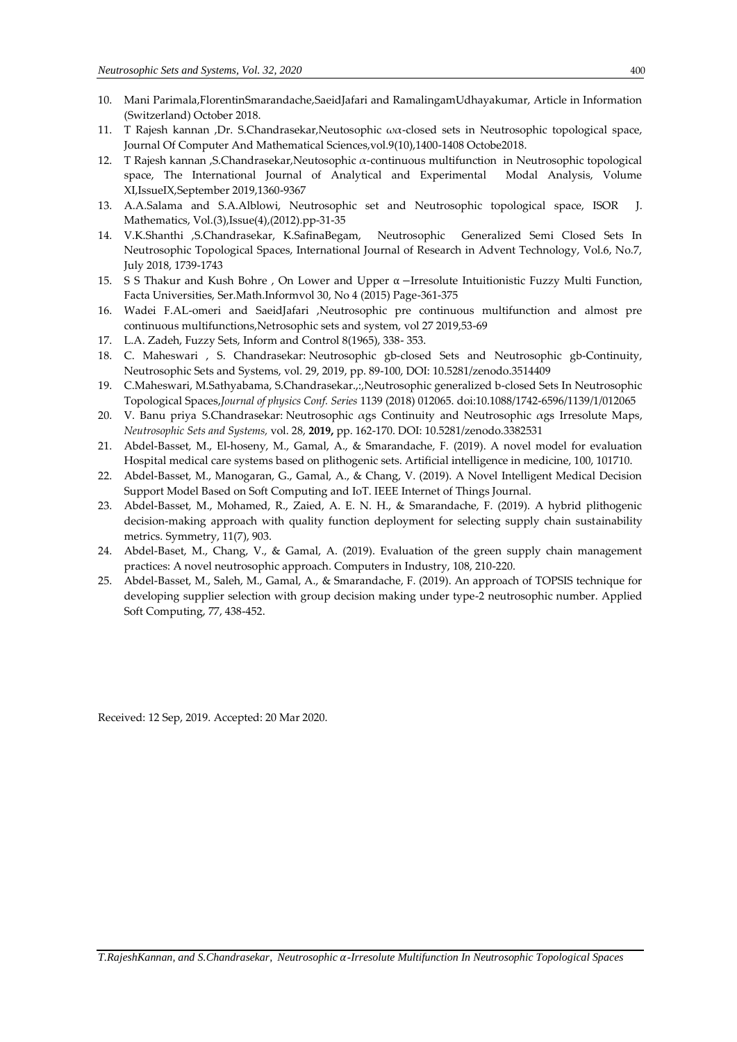10. Mani Parimala,FlorentinSmarandache,SaeidJafari and RamalingamUdhayakumar, Article in Information (Switzerland) October 2018.
11. T Rajesh kannan ,Dr. S.Chandrasekar,Neutosophic $\omega\alpha$-closed sets in Neutrosophic topological space, Journal Of Computer And Mathematical Sciences,vol.9(10),1400-1408 Octobe2018.
12. T Rajesh kannan ,S.Chandrasekar,Neutosophic $\alpha$-continuous multifunction in Neutrosophic topological space, The International Journal of Analytical and Experimental Modal Analysis, Volume XI,IssueIX,September 2019,1360-9367
13. A.A.Salama and S.A.Alblowi, Neutrosophic set and Neutrosophic topological space, ISOR J. Mathematics, Vol.(3),Issue(4),(2012).pp-31-35
14. V.K.Shanthi ,S.Chandrasekar, K.SafinaBegam, Neutrosophic Generalized Semi Closed Sets In Neutrosophic Topological Spaces, International Journal of Research in Advent Technology, Vol.6, No.7, July 2018, 1739-1743
15. S S Thakur and Kush Bohre , On Lower and Upper $\alpha$ −Irresolute Intuitionistic Fuzzy Multi Function, Facta Universities, Ser.Math.Informvol 30, No 4 (2015) Page-361-375
16. Wadei F.AL-omeri and SaeidJafari ,Neutrosophic pre continuous multifunction and almost pre continuous multifunctions,Netrosophic sets and system, vol 27 2019,53-69
17. L.A. Zadeh, Fuzzy Sets, Inform and Control 8(1965), 338- 353.
18. C. Maheswari , S. Chandrasekar: Neutrosophic gb-closed Sets and Neutrosophic gb-Continuity, Neutrosophic Sets and Systems, vol. 29, 2019, pp. 89-100, DOI: 10.5281/zenodo.3514409
19. C.Maheswari, M.Sathyabama, S.Chandrasekar.,:,Neutrosophic generalized b-closed Sets In Neutrosophic Topological Spaces,*Journal of physics Conf. Series* 1139 (2018) 012065. doi:10.1088/1742-6596/1139/1/012065
20. V. Banu priya S.Chandrasekar: Neutrosophic $\alpha$gs Continuity and Neutrosophic $\alpha$gs Irresolute Maps, *Neutrosophic Sets and Systems,* vol. 28, **2019,** pp. 162-170. DOI: 10.5281/zenodo.3382531
21. Abdel-Basset, M., El-hoseny, M., Gamal, A., & Smarandache, F. (2019). A novel model for evaluation Hospital medical care systems based on plithogenic sets. Artificial intelligence in medicine, 100, 101710.
22. Abdel-Basset, M., Manogaran, G., Gamal, A., & Chang, V. (2019). A Novel Intelligent Medical Decision Support Model Based on Soft Computing and IoT. IEEE Internet of Things Journal.
23. Abdel-Basset, M., Mohamed, R., Zaied, A. E. N. H., & Smarandache, F. (2019). A hybrid plithogenic decision-making approach with quality function deployment for selecting supply chain sustainability metrics. Symmetry, 11(7), 903.
24. Abdel-Baset, M., Chang, V., & Gamal, A. (2019). Evaluation of the green supply chain management practices: A novel neutrosophic approach. Computers in Industry, 108, 210-220.
25. Abdel-Basset, M., Saleh, M., Gamal, A., & Smarandache, F. (2019). An approach of TOPSIS technique for developing supplier selection with group decision making under type-2 neutrosophic number. Applied Soft Computing, 77, 438-452.

Received: 12 Sep, 2019. Accepted: 20 Mar 2020.